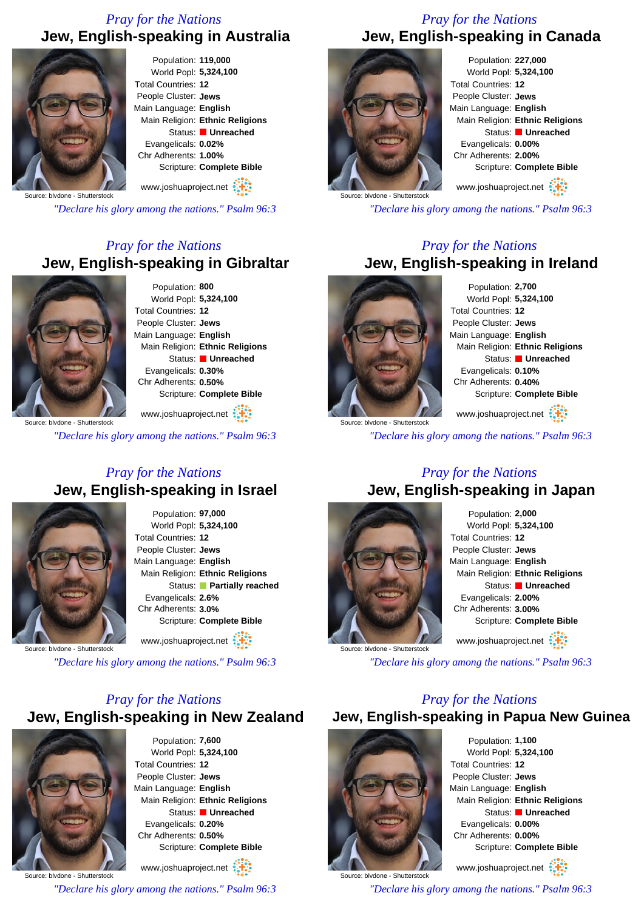*Pray for the Nations*

## Jew, English-speaking in Australia

Source: blvdone - Shutterstock

Population: **119,000**
World Popl: **5,324,100**
Total Countries: **12**
People Cluster: **Jews**
Main Language: **English**
Main Religion: **Ethnic Religions**
Status: **Unreached**
Evangelicals: **0.02%**
Chr Adherents: **1.00%**
Scripture: **Complete Bible**

www.joshuaproject.net

*"Declare his glory among the nations." Psalm 96:3*

*Pray for the Nations*

## Jew, English-speaking in Canada

Source: blvdone - Shutterstock

Population: **227,000**
World Popl: **5,324,100**
Total Countries: **12**
People Cluster: **Jews**
Main Language: **English**
Main Religion: **Ethnic Religions**
Status: **Unreached**
Evangelicals: **0.00%**
Chr Adherents: **2.00%**
Scripture: **Complete Bible**

www.joshuaproject.net

*"Declare his glory among the nations." Psalm 96:3*

*Pray for the Nations*

## Jew, English-speaking in Gibraltar

Source: blvdone - Shutterstock

Population: **800**
World Popl: **5,324,100**
Total Countries: **12**
People Cluster: **Jews**
Main Language: **English**
Main Religion: **Ethnic Religions**
Status: **Unreached**
Evangelicals: **0.30%**
Chr Adherents: **0.50%**
Scripture: **Complete Bible**

www.joshuaproject.net

*"Declare his glory among the nations." Psalm 96:3*

*Pray for the Nations*

## Jew, English-speaking in Ireland

Source: blvdone - Shutterstock

Population: **2,700**
World Popl: **5,324,100**
Total Countries: **12**
People Cluster: **Jews**
Main Language: **English**
Main Religion: **Ethnic Religions**
Status: **Unreached**
Evangelicals: **0.10%**
Chr Adherents: **0.40%**
Scripture: **Complete Bible**

www.joshuaproject.net

*"Declare his glory among the nations." Psalm 96:3*

*Pray for the Nations*

## Jew, English-speaking in Israel

Source: blvdone - Shutterstock

Population: **97,000**
World Popl: **5,324,100**
Total Countries: **12**
People Cluster: **Jews**
Main Language: **English**
Main Religion: **Ethnic Religions**
Status: **Partially reached**
Evangelicals: **2.6%**
Chr Adherents: **3.0%**
Scripture: **Complete Bible**

www.joshuaproject.net

*"Declare his glory among the nations." Psalm 96:3*

*Pray for the Nations*

## Jew, English-speaking in Japan

Source: blvdone - Shutterstock

Population: **2,000**
World Popl: **5,324,100**
Total Countries: **12**
People Cluster: **Jews**
Main Language: **English**
Main Religion: **Ethnic Religions**
Status: **Unreached**
Evangelicals: **2.00%**
Chr Adherents: **3.00%**
Scripture: **Complete Bible**

www.joshuaproject.net

*"Declare his glory among the nations." Psalm 96:3*

*Pray for the Nations*

## Jew, English-speaking in New Zealand

Source: blvdone - Shutterstock

Population: **7,600**
World Popl: **5,324,100**
Total Countries: **12**
People Cluster: **Jews**
Main Language: **English**
Main Religion: **Ethnic Religions**
Status: **Unreached**
Evangelicals: **0.20%**
Chr Adherents: **0.50%**
Scripture: **Complete Bible**

www.joshuaproject.net

*"Declare his glory among the nations." Psalm 96:3*

*Pray for the Nations*

## Jew, English-speaking in Papua New Guinea

Source: blvdone - Shutterstock

Population: **1,100**
World Popl: **5,324,100**
Total Countries: **12**
People Cluster: **Jews**
Main Language: **English**
Main Religion: **Ethnic Religions**
Status: **Unreached**
Evangelicals: **0.00%**
Chr Adherents: **0.00%**
Scripture: **Complete Bible**

www.joshuaproject.net

*"Declare his glory among the nations." Psalm 96:3*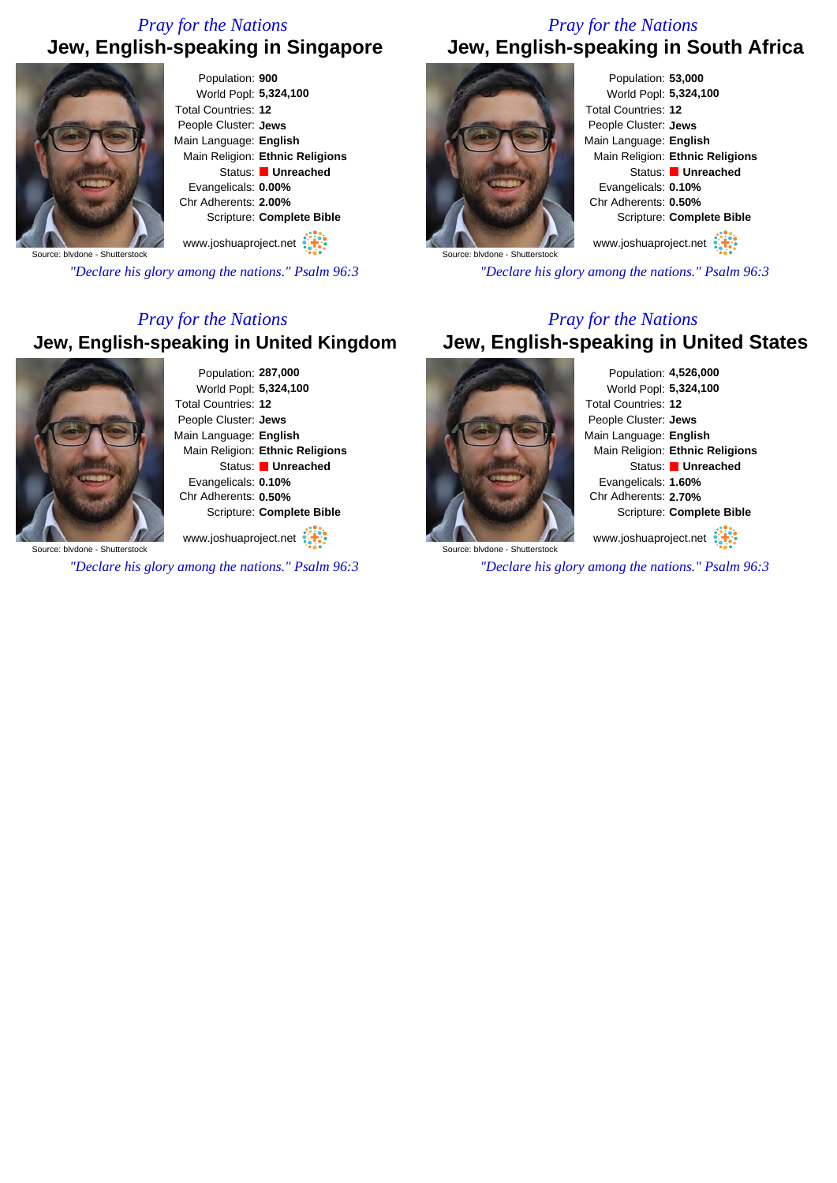*Pray for the Nations*

## Jew, English-speaking in Singapore

Population: **900**
World Popl: **5,324,100**
Total Countries: **12**
People Cluster: **Jews**
Main Language: **English**
Main Religion: **Ethnic Religions**
Status: **Unreached**
Evangelicals: **0.00%**
Chr Adherents: **2.00%**
Scripture: **Complete Bible**

Source: blvdone - Shutterstock

www.joshuaproject.net

*"Declare his glory among the nations." Psalm 96:3*

*Pray for the Nations*

## Jew, English-speaking in South Africa

Population: **53,000**
World Popl: **5,324,100**
Total Countries: **12**
People Cluster: **Jews**
Main Language: **English**
Main Religion: **Ethnic Religions**
Status: **Unreached**
Evangelicals: **0.10%**
Chr Adherents: **0.50%**
Scripture: **Complete Bible**

Source: blvdone - Shutterstock

www.joshuaproject.net

*"Declare his glory among the nations." Psalm 96:3*

*Pray for the Nations*

## Jew, English-speaking in United Kingdom

Population: **287,000**
World Popl: **5,324,100**
Total Countries: **12**
People Cluster: **Jews**
Main Language: **English**
Main Religion: **Ethnic Religions**
Status: **Unreached**
Evangelicals: **0.10%**
Chr Adherents: **0.50%**
Scripture: **Complete Bible**

Source: blvdone - Shutterstock

www.joshuaproject.net

*"Declare his glory among the nations." Psalm 96:3*

*Pray for the Nations*

## Jew, English-speaking in United States

Population: **4,526,000**
World Popl: **5,324,100**
Total Countries: **12**
People Cluster: **Jews**
Main Language: **English**
Main Religion: **Ethnic Religions**
Status: **Unreached**
Evangelicals: **1.60%**
Chr Adherents: **2.70%**
Scripture: **Complete Bible**

Source: blvdone - Shutterstock

www.joshuaproject.net

*"Declare his glory among the nations." Psalm 96:3*